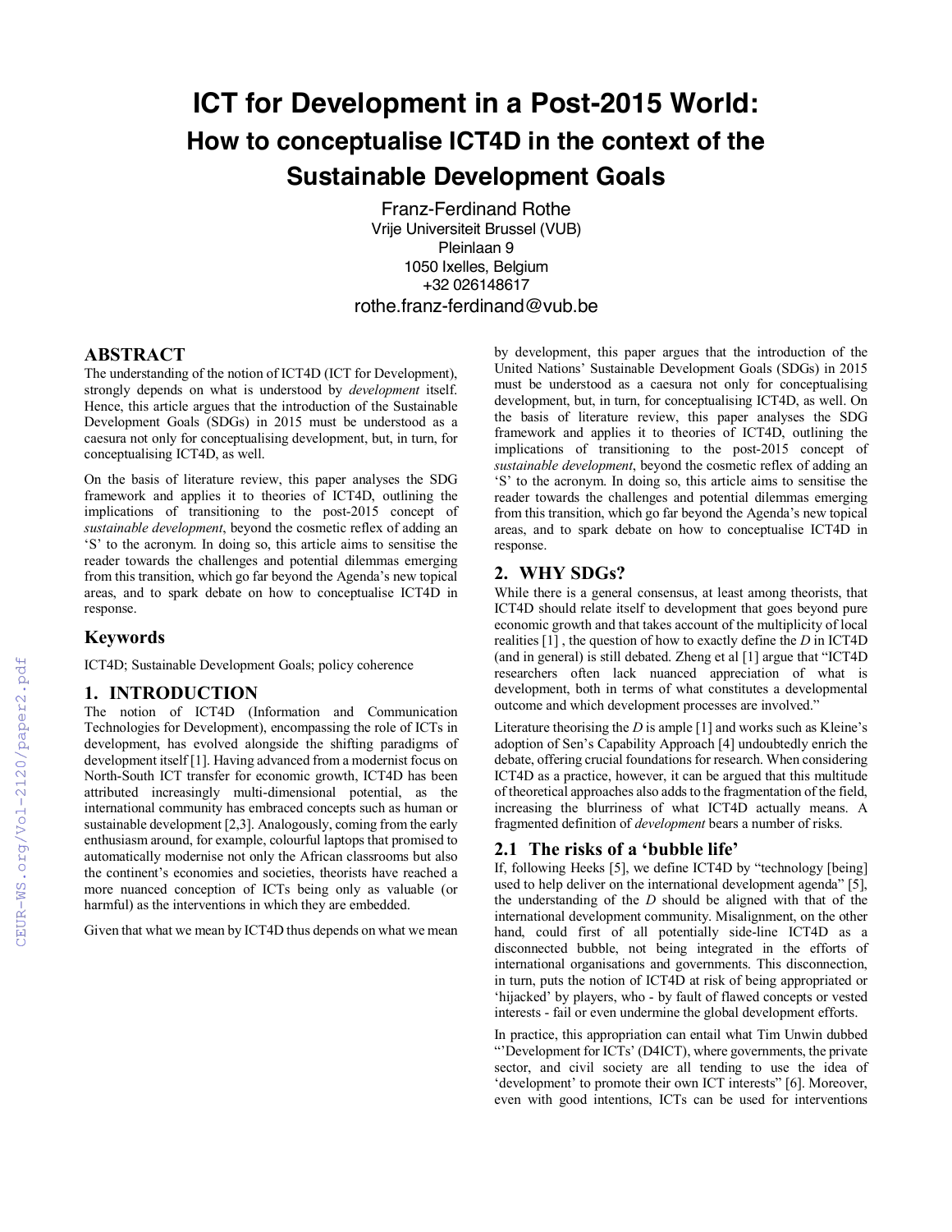# ICT for Development in a Post-2015 World:

## How to conceptualise ICT4D in the context of the Sustainable Development Goals

Franz-Ferdinand Rothe
Vrije Universiteit Brussel (VUB)
Pleinlaan 9
1050 Ixelles, Belgium
+32 026148617
rothe.franz-ferdinand@vub.be

## ABSTRACT

The understanding of the notion of ICT4D (ICT for Development), strongly depends on what is understood by *development* itself. Hence, this article argues that the introduction of the Sustainable Development Goals (SDGs) in 2015 must be understood as a caesura not only for conceptualising development, but, in turn, for conceptualising ICT4D, as well.

On the basis of literature review, this paper analyses the SDG framework and applies it to theories of ICT4D, outlining the implications of transitioning to the post-2015 concept of *sustainable development*, beyond the cosmetic reflex of adding an 'S' to the acronym. In doing so, this article aims to sensitise the reader towards the challenges and potential dilemmas emerging from this transition, which go far beyond the Agenda's new topical areas, and to spark debate on how to conceptualise ICT4D in response.

## Keywords

ICT4D; Sustainable Development Goals; policy coherence

## 1. INTRODUCTION

The notion of ICT4D (Information and Communication Technologies for Development), encompassing the role of ICTs in development, has evolved alongside the shifting paradigms of development itself [1]. Having advanced from a modernist focus on North-South ICT transfer for economic growth, ICT4D has been attributed increasingly multi-dimensional potential, as the international community has embraced concepts such as human or sustainable development [2,3]. Analogously, coming from the early enthusiasm around, for example, colourful laptops that promised to automatically modernise not only the African classrooms but also the continent's economies and societies, theorists have reached a more nuanced conception of ICTs being only as valuable (or harmful) as the interventions in which they are embedded.

Given that what we mean by ICT4D thus depends on what we mean by development, this paper argues that the introduction of the United Nations' Sustainable Development Goals (SDGs) in 2015 must be understood as a caesura not only for conceptualising development, but, in turn, for conceptualising ICT4D, as well. On the basis of literature review, this paper analyses the SDG framework and applies it to theories of ICT4D, outlining the implications of transitioning to the post-2015 concept of *sustainable development*, beyond the cosmetic reflex of adding an 'S' to the acronym. In doing so, this article aims to sensitise the reader towards the challenges and potential dilemmas emerging from this transition, which go far beyond the Agenda's new topical areas, and to spark debate on how to conceptualise ICT4D in response.

## 2. WHY SDGs?

While there is a general consensus, at least among theorists, that ICT4D should relate itself to development that goes beyond pure economic growth and that takes account of the multiplicity of local realities [1] , the question of how to exactly define the *D* in ICT4D (and in general) is still debated. Zheng et al [1] argue that "ICT4D researchers often lack nuanced appreciation of what is development, both in terms of what constitutes a developmental outcome and which development processes are involved."

Literature theorising the *D* is ample [1] and works such as Kleine's adoption of Sen's Capability Approach [4] undoubtedly enrich the debate, offering crucial foundations for research. When considering ICT4D as a practice, however, it can be argued that this multitude of theoretical approaches also adds to the fragmentation of the field, increasing the blurriness of what ICT4D actually means. A fragmented definition of *development* bears a number of risks.

### 2.1 The risks of a 'bubble life'

If, following Heeks [5], we define ICT4D by "technology [being] used to help deliver on the international development agenda" [5], the understanding of the *D* should be aligned with that of the international development community. Misalignment, on the other hand, could first of all potentially side-line ICT4D as a disconnected bubble, not being integrated in the efforts of international organisations and governments. This disconnection, in turn, puts the notion of ICT4D at risk of being appropriated or 'hijacked' by players, who - by fault of flawed concepts or vested interests - fail or even undermine the global development efforts.

In practice, this appropriation can entail what Tim Unwin dubbed "'Development for ICTs' (D4ICT), where governments, the private sector, and civil society are all tending to use the idea of 'development' to promote their own ICT interests" [6]. Moreover, even with good intentions, ICTs can be used for interventions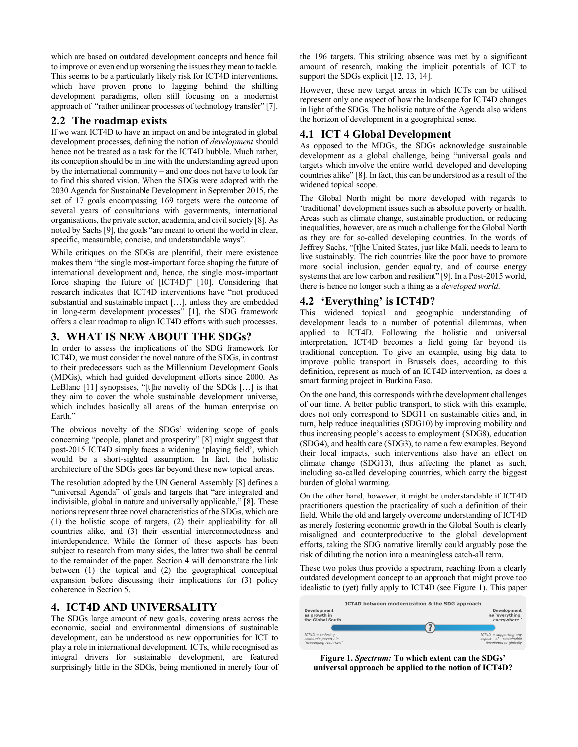which are based on outdated development concepts and hence fail to improve or even end up worsening the issues they mean to tackle. This seems to be a particularly likely risk for ICT4D interventions, which have proven prone to lagging behind the shifting development paradigms, often still focusing on a modernist approach of "rather unilinear processes of technology transfer" [7].

## 2.2 The roadmap exists

If we want ICT4D to have an impact on and be integrated in global development processes, defining the notion of *development* should hence not be treated as a task for the ICT4D bubble. Much rather, its conception should be in line with the understanding agreed upon by the international community – and one does not have to look far to find this shared vision. When the SDGs were adopted with the 2030 Agenda for Sustainable Development in September 2015, the set of 17 goals encompassing 169 targets were the outcome of several years of consultations with governments, international organisations, the private sector, academia, and civil society [8]. As noted by Sachs [9], the goals "are meant to orient the world in clear, specific, measurable, concise, and understandable ways".

While critiques on the SDGs are plentiful, their mere existence makes them "the single most-important force shaping the future of international development and, hence, the single most-important force shaping the future of [ICT4D]" [10]. Considering that research indicates that ICT4D interventions have "not produced substantial and sustainable impact […], unless they are embedded in long-term development processes" [1], the SDG framework offers a clear roadmap to align ICT4D efforts with such processes.

## 3. WHAT IS NEW ABOUT THE SDGs?

In order to assess the implications of the SDG framework for ICT4D, we must consider the novel nature of the SDGs, in contrast to their predecessors such as the Millennium Development Goals (MDGs), which had guided development efforts since 2000. As LeBlanc [11] synopsises, "[t]he novelty of the SDGs […] is that they aim to cover the whole sustainable development universe, which includes basically all areas of the human enterprise on Earth."

The obvious novelty of the SDGs' widening scope of goals concerning "people, planet and prosperity" [8] might suggest that post-2015 ICT4D simply faces a widening 'playing field', which would be a short-sighted assumption. In fact, the holistic architecture of the SDGs goes far beyond these new topical areas.

The resolution adopted by the UN General Assembly [8] defines a "universal Agenda" of goals and targets that "are integrated and indivisible, global in nature and universally applicable," [8]. These notions represent three novel characteristics of the SDGs, which are (1) the holistic scope of targets, (2) their applicability for all countries alike, and (3) their essential interconnectedness and interdependence. While the former of these aspects has been subject to research from many sides, the latter two shall be central to the remainder of the paper. Section 4 will demonstrate the link between (1) the topical and (2) the geographical conceptual expansion before discussing their implications for (3) policy coherence in Section 5.

## 4. ICT4D AND UNIVERSALITY

The SDGs large amount of new goals, covering areas across the economic, social and environmental dimensions of sustainable development, can be understood as new opportunities for ICT to play a role in international development. ICTs, while recognised as integral drivers for sustainable development, are featured surprisingly little in the SDGs, being mentioned in merely four of the 196 targets. This striking absence was met by a significant amount of research, making the implicit potentials of ICT to support the SDGs explicit [12, 13, 14].

However, these new target areas in which ICTs can be utilised represent only one aspect of how the landscape for ICT4D changes in light of the SDGs. The holistic nature of the Agenda also widens the horizon of development in a geographical sense.

## 4.1 ICT 4 Global Development

As opposed to the MDGs, the SDGs acknowledge sustainable development as a global challenge, being "universal goals and targets which involve the entire world, developed and developing countries alike" [8]. In fact, this can be understood as a result of the widened topical scope.

The Global North might be more developed with regards to 'traditional' development issues such as absolute poverty or health. Areas such as climate change, sustainable production, or reducing inequalities, however, are as much a challenge for the Global North as they are for so-called developing countries. In the words of Jeffrey Sachs, "[t]he United States, just like Mali, needs to learn to live sustainably. The rich countries like the poor have to promote more social inclusion, gender equality, and of course energy systems that are low carbon and resilient" [9]. In a Post-2015 world, there is hence no longer such a thing as a *developed world*.

## 4.2 'Everything' is ICT4D?

This widened topical and geographic understanding of development leads to a number of potential dilemmas, when applied to ICT4D. Following the holistic and universal interpretation, ICT4D becomes a field going far beyond its traditional conception. To give an example, using big data to improve public transport in Brussels does, according to this definition, represent as much of an ICT4D intervention, as does a smart farming project in Burkina Faso.

On the one hand, this corresponds with the development challenges of our time. A better public transport, to stick with this example, does not only correspond to SDG11 on sustainable cities and, in turn, help reduce inequalities (SDG10) by improving mobility and thus increasing people's access to employment (SDG8), education (SDG4), and health care (SDG3), to name a few examples. Beyond their local impacts, such interventions also have an effect on climate change (SDG13), thus affecting the planet as such, including so-called developing countries, which carry the biggest burden of global warming.

On the other hand, however, it might be understandable if ICT4D practitioners question the practicality of such a definition of their field. While the old and largely overcome understanding of ICT4D as merely fostering economic growth in the Global South is clearly misaligned and counterproductive to the global development efforts, taking the SDG narrative literally could arguably pose the risk of diluting the notion into a meaningless catch-all term.

These two poles thus provide a spectrum, reaching from a clearly outdated development concept to an approach that might prove too idealistic to (yet) fully apply to ICT4D (see Figure 1). This paper

ICT4D between modernization & the SDG approach

Development as growth in the Global South — ? — Development as 'everything, everywhere'

ICT4D = reducing economic poverty in "developing countries" — ICT4D = supporting any aspect of sustainable development globally

**Figure 1. *Spectrum:* To which extent can the SDGs' universal approach be applied to the notion of ICT4D?**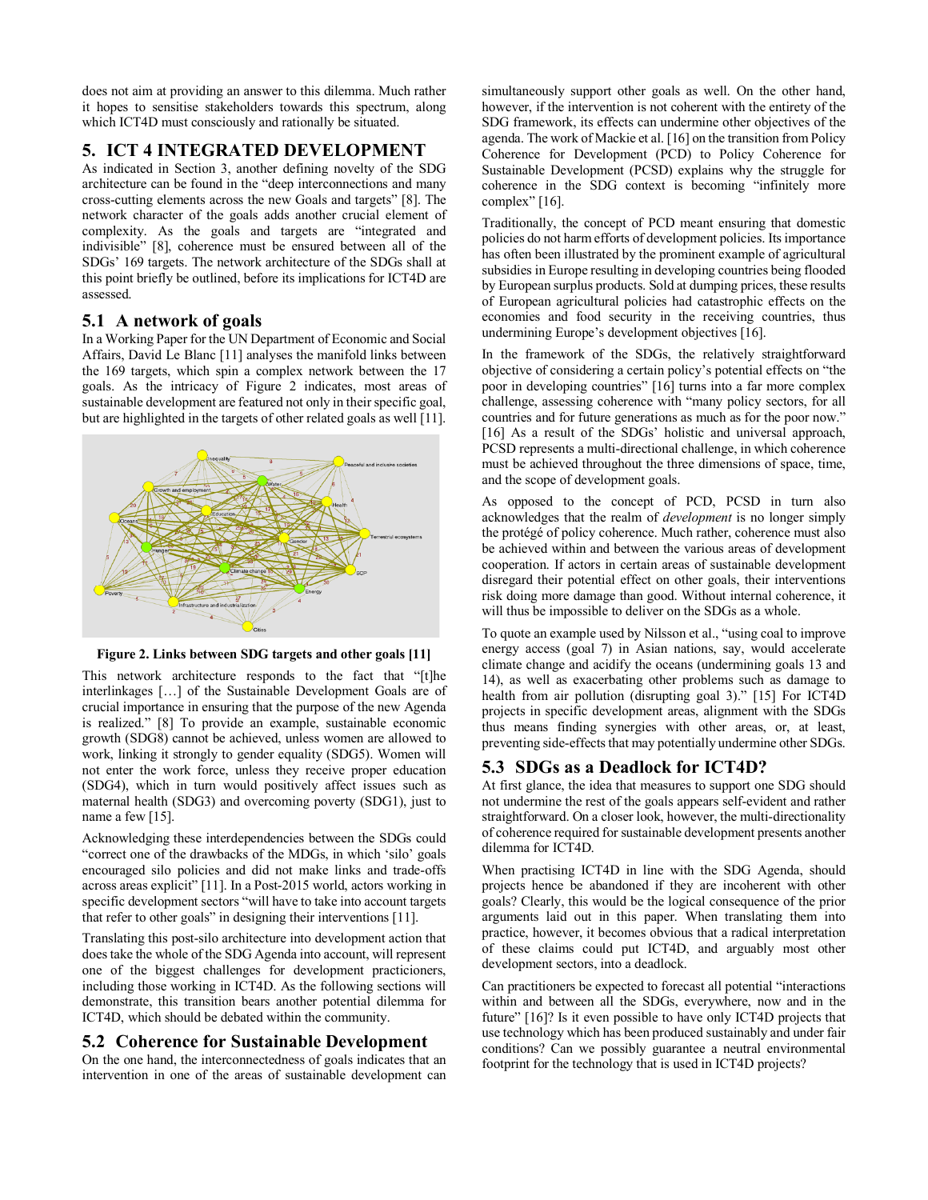does not aim at providing an answer to this dilemma. Much rather it hopes to sensitise stakeholders towards this spectrum, along which ICT4D must consciously and rationally be situated.

## 5. ICT 4 INTEGRATED DEVELOPMENT

As indicated in Section 3, another defining novelty of the SDG architecture can be found in the "deep interconnections and many cross-cutting elements across the new Goals and targets" [8]. The network character of the goals adds another crucial element of complexity. As the goals and targets are "integrated and indivisible" [8], coherence must be ensured between all of the SDGs' 169 targets. The network architecture of the SDGs shall at this point briefly be outlined, before its implications for ICT4D are assessed.

### 5.1 A network of goals

In a Working Paper for the UN Department of Economic and Social Affairs, David Le Blanc [11] analyses the manifold links between the 169 targets, which spin a complex network between the 17 goals. As the intricacy of Figure 2 indicates, most areas of sustainable development are featured not only in their specific goal, but are highlighted in the targets of other related goals as well [11].

**Figure 2. Links between SDG targets and other goals [11]**

This network architecture responds to the fact that "[t]he interlinkages […] of the Sustainable Development Goals are of crucial importance in ensuring that the purpose of the new Agenda is realized." [8] To provide an example, sustainable economic growth (SDG8) cannot be achieved, unless women are allowed to work, linking it strongly to gender equality (SDG5). Women will not enter the work force, unless they receive proper education (SDG4), which in turn would positively affect issues such as maternal health (SDG3) and overcoming poverty (SDG1), just to name a few [15].

Acknowledging these interdependencies between the SDGs could "correct one of the drawbacks of the MDGs, in which 'silo' goals encouraged silo policies and did not make links and trade-offs across areas explicit" [11]. In a Post-2015 world, actors working in specific development sectors "will have to take into account targets that refer to other goals" in designing their interventions [11].

Translating this post-silo architecture into development action that does take the whole of the SDG Agenda into account, will represent one of the biggest challenges for development practicioners, including those working in ICT4D. As the following sections will demonstrate, this transition bears another potential dilemma for ICT4D, which should be debated within the community.

### 5.2 Coherence for Sustainable Development

On the one hand, the interconnectedness of goals indicates that an intervention in one of the areas of sustainable development can simultaneously support other goals as well. On the other hand, however, if the intervention is not coherent with the entirety of the SDG framework, its effects can undermine other objectives of the agenda. The work of Mackie et al. [16] on the transition from Policy Coherence for Development (PCD) to Policy Coherence for Sustainable Development (PCSD) explains why the struggle for coherence in the SDG context is becoming "infinitely more complex" [16].

Traditionally, the concept of PCD meant ensuring that domestic policies do not harm efforts of development policies. Its importance has often been illustrated by the prominent example of agricultural subsidies in Europe resulting in developing countries being flooded by European surplus products. Sold at dumping prices, these results of European agricultural policies had catastrophic effects on the economies and food security in the receiving countries, thus undermining Europe's development objectives [16].

In the framework of the SDGs, the relatively straightforward objective of considering a certain policy's potential effects on "the poor in developing countries" [16] turns into a far more complex challenge, assessing coherence with "many policy sectors, for all countries and for future generations as much as for the poor now." [16] As a result of the SDGs' holistic and universal approach, PCSD represents a multi-directional challenge, in which coherence must be achieved throughout the three dimensions of space, time, and the scope of development goals.

As opposed to the concept of PCD, PCSD in turn also acknowledges that the realm of *development* is no longer simply the protégé of policy coherence. Much rather, coherence must also be achieved within and between the various areas of development cooperation. If actors in certain areas of sustainable development disregard their potential effect on other goals, their interventions risk doing more damage than good. Without internal coherence, it will thus be impossible to deliver on the SDGs as a whole.

To quote an example used by Nilsson et al., "using coal to improve energy access (goal 7) in Asian nations, say, would accelerate climate change and acidify the oceans (undermining goals 13 and 14), as well as exacerbating other problems such as damage to health from air pollution (disrupting goal 3)." [15] For ICT4D projects in specific development areas, alignment with the SDGs thus means finding synergies with other areas, or, at least, preventing side-effects that may potentially undermine other SDGs.

### 5.3 SDGs as a Deadlock for ICT4D?

At first glance, the idea that measures to support one SDG should not undermine the rest of the goals appears self-evident and rather straightforward. On a closer look, however, the multi-directionality of coherence required for sustainable development presents another dilemma for ICT4D.

When practising ICT4D in line with the SDG Agenda, should projects hence be abandoned if they are incoherent with other goals? Clearly, this would be the logical consequence of the prior arguments laid out in this paper. When translating them into practice, however, it becomes obvious that a radical interpretation of these claims could put ICT4D, and arguably most other development sectors, into a deadlock.

Can practitioners be expected to forecast all potential "interactions within and between all the SDGs, everywhere, now and in the future" [16]? Is it even possible to have only ICT4D projects that use technology which has been produced sustainably and under fair conditions? Can we possibly guarantee a neutral environmental footprint for the technology that is used in ICT4D projects?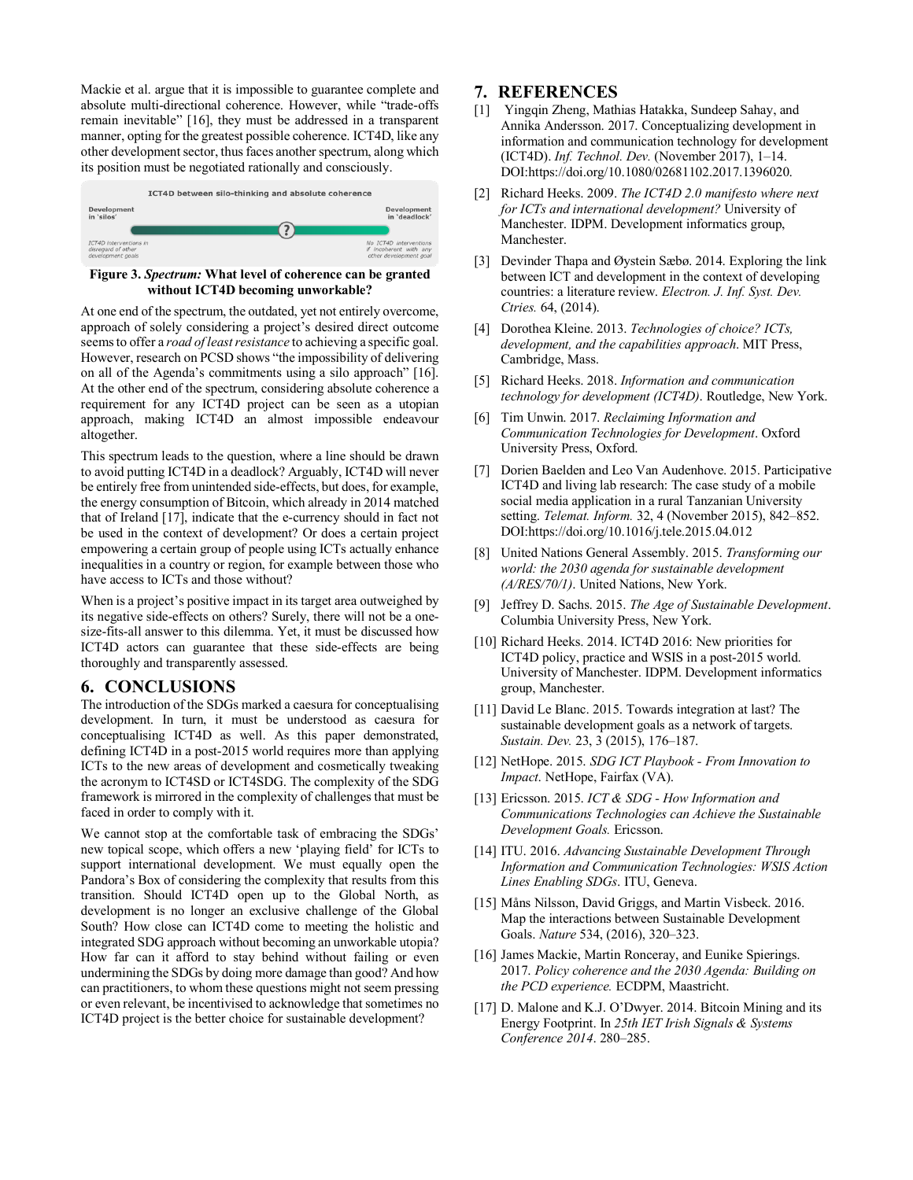Mackie et al. argue that it is impossible to guarantee complete and absolute multi-directional coherence. However, while "trade-offs remain inevitable" [16], they must be addressed in a transparent manner, opting for the greatest possible coherence. ICT4D, like any other development sector, thus faces another spectrum, along which its position must be negotiated rationally and consciously.

ICT4D between silo-thinking and absolute coherence

Development in 'silos'

Development in 'deadlock'

?

ICT4D interventions in disregard of other development goals

No ICT4D interventions if incoherent with any other development goal

**Figure 3.** ***Spectrum:*** **What level of coherence can be granted without ICT4D becoming unworkable?**

At one end of the spectrum, the outdated, yet not entirely overcome, approach of solely considering a project's desired direct outcome seems to offer a *road of least resistance* to achieving a specific goal. However, research on PCSD shows "the impossibility of delivering on all of the Agenda's commitments using a silo approach" [16]. At the other end of the spectrum, considering absolute coherence a requirement for any ICT4D project can be seen as a utopian approach, making ICT4D an almost impossible endeavour altogether.

This spectrum leads to the question, where a line should be drawn to avoid putting ICT4D in a deadlock? Arguably, ICT4D will never be entirely free from unintended side-effects, but does, for example, the energy consumption of Bitcoin, which already in 2014 matched that of Ireland [17], indicate that the e-currency should in fact not be used in the context of development? Or does a certain project empowering a certain group of people using ICTs actually enhance inequalities in a country or region, for example between those who have access to ICTs and those without?

When is a project's positive impact in its target area outweighed by its negative side-effects on others? Surely, there will not be a one-size-fits-all answer to this dilemma. Yet, it must be discussed how ICT4D actors can guarantee that these side-effects are being thoroughly and transparently assessed.

## 6. CONCLUSIONS

The introduction of the SDGs marked a caesura for conceptualising development. In turn, it must be understood as caesura for conceptualising ICT4D as well. As this paper demonstrated, defining ICT4D in a post-2015 world requires more than applying ICTs to the new areas of development and cosmetically tweaking the acronym to ICT4SD or ICT4SDG. The complexity of the SDG framework is mirrored in the complexity of challenges that must be faced in order to comply with it.

We cannot stop at the comfortable task of embracing the SDGs' new topical scope, which offers a new 'playing field' for ICTs to support international development. We must equally open the Pandora's Box of considering the complexity that results from this transition. Should ICT4D open up to the Global North, as development is no longer an exclusive challenge of the Global South? How close can ICT4D come to meeting the holistic and integrated SDG approach without becoming an unworkable utopia? How far can it afford to stay behind without failing or even undermining the SDGs by doing more damage than good? And how can practitioners, to whom these questions might not seem pressing or even relevant, be incentivised to acknowledge that sometimes no ICT4D project is the better choice for sustainable development?

## 7. REFERENCES

[1] Yingqin Zheng, Mathias Hatakka, Sundeep Sahay, and Annika Andersson. 2017. Conceptualizing development in information and communication technology for development (ICT4D). *Inf. Technol. Dev.* (November 2017), 1–14. DOI:https://doi.org/10.1080/02681102.2017.1396020.

[2] Richard Heeks. 2009. *The ICT4D 2.0 manifesto where next for ICTs and international development?* University of Manchester. IDPM. Development informatics group, Manchester.

[3] Devinder Thapa and Øystein Sæbø. 2014. Exploring the link between ICT and development in the context of developing countries: a literature review. *Electron. J. Inf. Syst. Dev. Ctries.* 64, (2014).

[4] Dorothea Kleine. 2013. *Technologies of choice? ICTs, development, and the capabilities approach*. MIT Press, Cambridge, Mass.

[5] Richard Heeks. 2018. *Information and communication technology for development (ICT4D)*. Routledge, New York.

[6] Tim Unwin. 2017. *Reclaiming Information and Communication Technologies for Development*. Oxford University Press, Oxford.

[7] Dorien Baelden and Leo Van Audenhove. 2015. Participative ICT4D and living lab research: The case study of a mobile social media application in a rural Tanzanian University setting. *Telemat. Inform.* 32, 4 (November 2015), 842–852. DOI:https://doi.org/10.1016/j.tele.2015.04.012

[8] United Nations General Assembly. 2015. *Transforming our world: the 2030 agenda for sustainable development (A/RES/70/1)*. United Nations, New York.

[9] Jeffrey D. Sachs. 2015. *The Age of Sustainable Development*. Columbia University Press, New York.

[10] Richard Heeks. 2014. ICT4D 2016: New priorities for ICT4D policy, practice and WSIS in a post-2015 world. University of Manchester. IDPM. Development informatics group, Manchester.

[11] David Le Blanc. 2015. Towards integration at last? The sustainable development goals as a network of targets. *Sustain. Dev.* 23, 3 (2015), 176–187.

[12] NetHope. 2015. *SDG ICT Playbook - From Innovation to Impact*. NetHope, Fairfax (VA).

[13] Ericsson. 2015. *ICT & SDG - How Information and Communications Technologies can Achieve the Sustainable Development Goals.* Ericsson.

[14] ITU. 2016. *Advancing Sustainable Development Through Information and Communication Technologies: WSIS Action Lines Enabling SDGs*. ITU, Geneva.

[15] Måns Nilsson, David Griggs, and Martin Visbeck. 2016. Map the interactions between Sustainable Development Goals. *Nature* 534, (2016), 320–323.

[16] James Mackie, Martin Ronceray, and Eunike Spierings. 2017. *Policy coherence and the 2030 Agenda: Building on the PCD experience.* ECDPM, Maastricht.

[17] D. Malone and K.J. O'Dwyer. 2014. Bitcoin Mining and its Energy Footprint. In *25th IET Irish Signals & Systems Conference 2014*. 280–285.